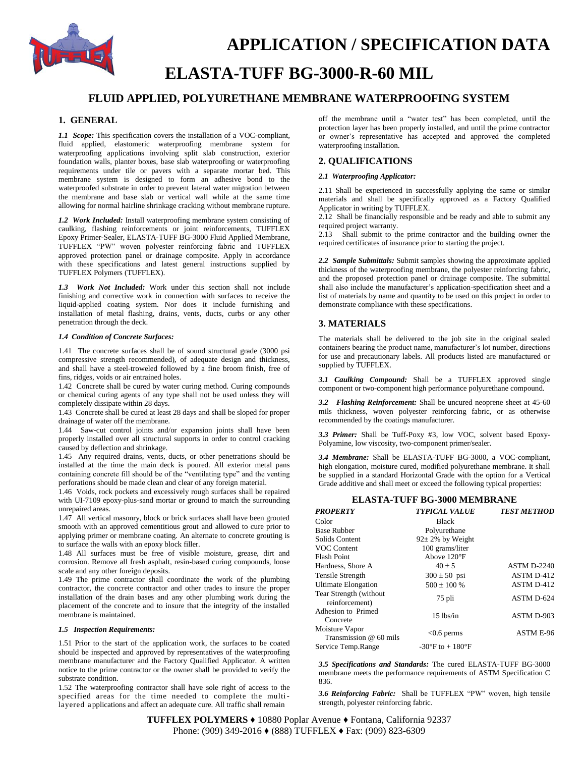# APPLICATION / SPECIFICATION DATA

# ELASTA-TUFF BG-3000-R-60 MIL

## FLUID APPLIED, POLYURETHANE MEMBRANE WATERPROOFING SYSTEM

## 1. GENERAL

***1.1 Scope:*** This specification covers the installation of a VOC-compliant, fluid applied, elastomeric waterproofing membrane system for waterproofing applications involving split slab construction, exterior foundation walls, planter boxes, base slab waterproofing or waterproofing requirements under tile or pavers with a separate mortar bed. This membrane system is designed to form an adhesive bond to the waterproofed substrate in order to prevent lateral water migration between the membrane and base slab or vertical wall while at the same time allowing for normal hairline shrinkage cracking without membrane rupture.

***1.2 Work Included:*** Install waterproofing membrane system consisting of caulking, flashing reinforcements or joint reinforcements, TUFFLEX Epoxy Primer-Sealer, ELASTA-TUFF BG-3000 Fluid Applied Membrane, TUFFLEX "PW" woven polyester reinforcing fabric and TUFFLEX approved protection panel or drainage composite. Apply in accordance with these specifications and latest general instructions supplied by TUFFLEX Polymers (TUFFLEX).

***1.3 Work Not Included:*** Work under this section shall not include finishing and corrective work in connection with surfaces to receive the liquid-applied coating system. Nor does it include furnishing and installation of metal flashing, drains, vents, ducts, curbs or any other penetration through the deck.

***1.4 Condition of Concrete Surfaces:***

1.41 The concrete surfaces shall be of sound structural grade (3000 psi compressive strength recommended), of adequate design and thickness, and shall have a steel-troweled followed by a fine broom finish, free of fins, ridges, voids or air entrained holes.

1.42 Concrete shall be cured by water curing method. Curing compounds or chemical curing agents of any type shall not be used unless they will completely dissipate within 28 days.

1.43 Concrete shall be cured at least 28 days and shall be sloped for proper drainage of water off the membrane.

1.44 Saw-cut control joints and/or expansion joints shall have been properly installed over all structural supports in order to control cracking caused by deflection and shrinkage.

1.45 Any required drains, vents, ducts, or other penetrations should be installed at the time the main deck is poured. All exterior metal pans containing concrete fill should be of the "ventilating type" and the venting perforations should be made clean and clear of any foreign material.

1.46 Voids, rock pockets and excessively rough surfaces shall be repaired with UI-7109 epoxy-plus-sand mortar or ground to match the surrounding unrepaired areas.

1.47 All vertical masonry, block or brick surfaces shall have been grouted smooth with an approved cementitious grout and allowed to cure prior to applying primer or membrane coating. An alternate to concrete grouting is to surface the walls with an epoxy block filler.

1.48 All surfaces must be free of visible moisture, grease, dirt and corrosion. Remove all fresh asphalt, resin-based curing compounds, loose scale and any other foreign deposits.

1.49 The prime contractor shall coordinate the work of the plumbing contractor, the concrete contractor and other trades to insure the proper installation of the drain bases and any other plumbing work during the placement of the concrete and to insure that the integrity of the installed membrane is maintained.

***1.5 Inspection Requirements:***

1.51 Prior to the start of the application work, the surfaces to be coated should be inspected and approved by representatives of the waterproofing membrane manufacturer and the Factory Qualified Applicator. A written notice to the prime contractor or the owner shall be provided to verify the substrate condition.

1.52 The waterproofing contractor shall have sole right of access to the specified areas for the time needed to complete the multi-layered applications and affect an adequate cure. All traffic shall remain off the membrane until a "water test" has been completed, until the protection layer has been properly installed, and until the prime contractor or owner's representative has accepted and approved the completed waterproofing installation.

## 2. QUALIFICATIONS

***2.1 Waterproofing Applicator:***

2.11 Shall be experienced in successfully applying the same or similar materials and shall be specifically approved as a Factory Qualified Applicator in writing by TUFFLEX.

2.12 Shall be financially responsible and be ready and able to submit any required project warranty.

2.13 Shall submit to the prime contractor and the building owner the required certificates of insurance prior to starting the project.

***2.2 Sample Submittals:*** Submit samples showing the approximate applied thickness of the waterproofing membrane, the polyester reinforcing fabric, and the proposed protection panel or drainage composite. The submittal shall also include the manufacturer's application-specification sheet and a list of materials by name and quantity to be used on this project in order to demonstrate compliance with these specifications.

## 3. MATERIALS

The materials shall be delivered to the job site in the original sealed containers bearing the product name, manufacturer's lot number, directions for use and precautionary labels. All products listed are manufactured or supplied by TUFFLEX.

***3.1 Caulking Compound:*** Shall be a TUFFLEX approved single component or two-component high performance polyurethane compound.

***3.2 Flashing Reinforcement:*** Shall be uncured neoprene sheet at 45-60 mils thickness, woven polyester reinforcing fabric, or as otherwise recommended by the coatings manufacturer.

***3.3 Primer:*** Shall be Tuff-Poxy #3, low VOC, solvent based Epoxy-Polyamine, low viscosity, two-component primer/sealer.

***3.4 Membrane:*** Shall be ELASTA-TUFF BG-3000, a VOC-compliant, high elongation, moisture cured, modified polyurethane membrane. It shall be supplied in a standard Horizontal Grade with the option for a Vertical Grade additive and shall meet or exceed the following typical properties:

**ELASTA-TUFF BG-3000 MEMBRANE**

| *PROPERTY* | *TYPICAL VALUE* | *TEST METHOD* |
|---|---|---|
| Color | Black | |
| Base Rubber | Polyurethane | |
| Solids Content | 92± 2% by Weight | |
| VOC Content | 100 grams/liter | |
| Flash Point | Above 120°F | |
| Hardness, Shore A | 40 ± 5 | ASTM D-2240 |
| Tensile Strength | 300 ± 50 psi | ASTM D-412 |
| Ultimate Elongation | 500 ± 100 % | ASTM D-412 |
| Tear Strength (without reinforcement) | 75 pli | ASTM D-624 |
| Adhesion to Primed Concrete | 15 lbs/in | ASTM D-903 |
| Moisture Vapor Transmission @ 60 mils | <0.6 perms | ASTM E-96 |
| Service Temp.Range | -30°F to + 180°F | |

***3.5 Specifications and Standards:*** The cured ELASTA-TUFF BG-3000 membrane meets the performance requirements of ASTM Specification C 836.

***3.6 Reinforcing Fabric:*** Shall be TUFFLEX "PW" woven, high tensile strength, polyester reinforcing fabric.

**TUFFLEX POLYMERS** ♦ 10880 Poplar Avenue ♦ Fontana, California 92337
Phone: (909) 349-2016 ♦ (888) TUFFLEX ♦ Fax: (909) 823-6309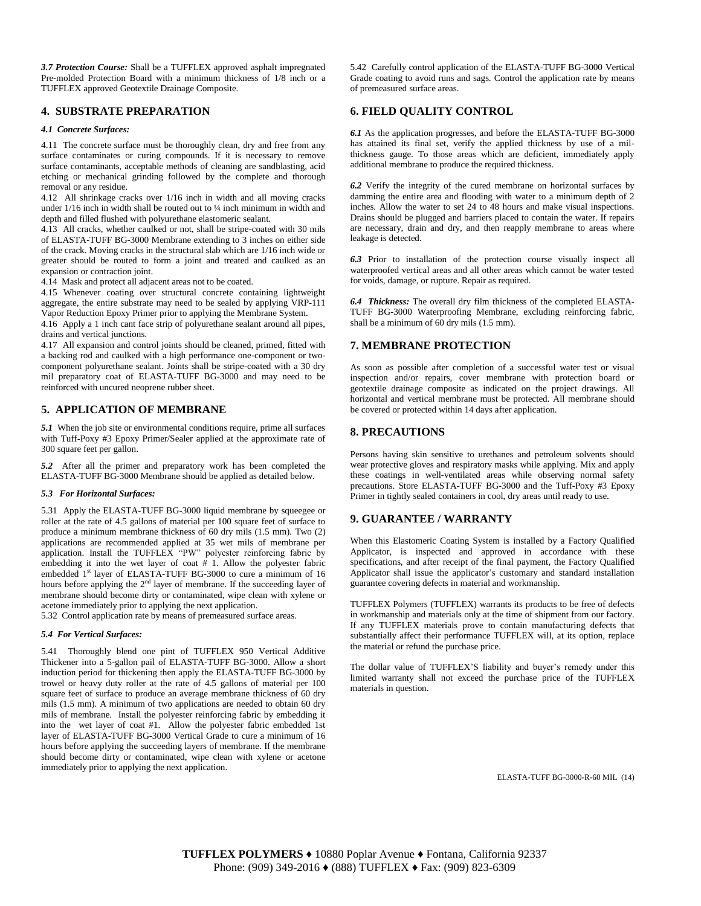*3.7 Protection Course:* Shall be a TUFFLEX approved asphalt impregnated Pre-molded Protection Board with a minimum thickness of 1/8 inch or a TUFFLEX approved Geotextile Drainage Composite.

## 4. SUBSTRATE PREPARATION

#### *4.1 Concrete Surfaces:*

4.11 The concrete surface must be thoroughly clean, dry and free from any surface contaminates or curing compounds. If it is necessary to remove surface contaminants, acceptable methods of cleaning are sandblasting, acid etching or mechanical grinding followed by the complete and thorough removal or any residue.

4.12 All shrinkage cracks over 1/16 inch in width and all moving cracks under 1/16 inch in width shall be routed out to ¼ inch minimum in width and depth and filled flushed with polyurethane elastomeric sealant.

4.13 All cracks, whether caulked or not, shall be stripe-coated with 30 mils of ELASTA-TUFF BG-3000 Membrane extending to 3 inches on either side of the crack. Moving cracks in the structural slab which are 1/16 inch wide or greater should be routed to form a joint and treated and caulked as an expansion or contraction joint.

4.14 Mask and protect all adjacent areas not to be coated.

4.15 Whenever coating over structural concrete containing lightweight aggregate, the entire substrate may need to be sealed by applying VRP-111 Vapor Reduction Epoxy Primer prior to applying the Membrane System.

4.16 Apply a 1 inch cant face strip of polyurethane sealant around all pipes, drains and vertical junctions.

4.17 All expansion and control joints should be cleaned, primed, fitted with a backing rod and caulked with a high performance one-component or two-component polyurethane sealant. Joints shall be stripe-coated with a 30 dry mil preparatory coat of ELASTA-TUFF BG-3000 and may need to be reinforced with uncured neoprene rubber sheet.

## 5. APPLICATION OF MEMBRANE

***5.1*** When the job site or environmental conditions require, prime all surfaces with Tuff-Poxy #3 Epoxy Primer/Sealer applied at the approximate rate of 300 square feet per gallon.

***5.2*** After all the primer and preparatory work has been completed the ELASTA-TUFF BG-3000 Membrane should be applied as detailed below.

#### *5.3 For Horizontal Surfaces:*

5.31 Apply the ELASTA-TUFF BG-3000 liquid membrane by squeegee or roller at the rate of 4.5 gallons of material per 100 square feet of surface to produce a minimum membrane thickness of 60 dry mils (1.5 mm). Two (2) applications are recommended applied at 35 wet mils of membrane per application. Install the TUFFLEX "PW" polyester reinforcing fabric by embedding it into the wet layer of coat # 1. Allow the polyester fabric embedded 1st layer of ELASTA-TUFF BG-3000 to cure a minimum of 16 hours before applying the 2nd layer of membrane. If the succeeding layer of membrane should become dirty or contaminated, wipe clean with xylene or acetone immediately prior to applying the next application.

5.32 Control application rate by means of premeasured surface areas.

#### *5.4 For Vertical Surfaces:*

5.41 Thoroughly blend one pint of TUFFLEX 950 Vertical Additive Thickener into a 5-gallon pail of ELASTA-TUFF BG-3000. Allow a short induction period for thickening then apply the ELASTA-TUFF BG-3000 by trowel or heavy duty roller at the rate of 4.5 gallons of material per 100 square feet of surface to produce an average membrane thickness of 60 dry mils (1.5 mm). A minimum of two applications are needed to obtain 60 dry mils of membrane. Install the polyester reinforcing fabric by embedding it into the wet layer of coat #1. Allow the polyester fabric embedded 1st layer of ELASTA-TUFF BG-3000 Vertical Grade to cure a minimum of 16 hours before applying the succeeding layers of membrane. If the membrane should become dirty or contaminated, wipe clean with xylene or acetone immediately prior to applying the next application.

5.42 Carefully control application of the ELASTA-TUFF BG-3000 Vertical Grade coating to avoid runs and sags. Control the application rate by means of premeasured surface areas.

## 6. FIELD QUALITY CONTROL

***6.1*** As the application progresses, and before the ELASTA-TUFF BG-3000 has attained its final set, verify the applied thickness by use of a mil-thickness gauge. To those areas which are deficient, immediately apply additional membrane to produce the required thickness.

***6.2*** Verify the integrity of the cured membrane on horizontal surfaces by damming the entire area and flooding with water to a minimum depth of 2 inches. Allow the water to set 24 to 48 hours and make visual inspections. Drains should be plugged and barriers placed to contain the water. If repairs are necessary, drain and dry, and then reapply membrane to areas where leakage is detected.

***6.3*** Prior to installation of the protection course visually inspect all waterproofed vertical areas and all other areas which cannot be water tested for voids, damage, or rupture. Repair as required.

***6.4 Thickness:*** The overall dry film thickness of the completed ELASTA-TUFF BG-3000 Waterproofing Membrane, excluding reinforcing fabric, shall be a minimum of 60 dry mils (1.5 mm).

## 7. MEMBRANE PROTECTION

As soon as possible after completion of a successful water test or visual inspection and/or repairs, cover membrane with protection board or geotextile drainage composite as indicated on the project drawings. All horizontal and vertical membrane must be protected. All membrane should be covered or protected within 14 days after application.

## 8. PRECAUTIONS

Persons having skin sensitive to urethanes and petroleum solvents should wear protective gloves and respiratory masks while applying. Mix and apply these coatings in well-ventilated areas while observing normal safety precautions. Store ELASTA-TUFF BG-3000 and the Tuff-Poxy #3 Epoxy Primer in tightly sealed containers in cool, dry areas until ready to use.

## 9. GUARANTEE / WARRANTY

When this Elastomeric Coating System is installed by a Factory Qualified Applicator, is inspected and approved in accordance with these specifications, and after receipt of the final payment, the Factory Qualified Applicator shall issue the applicator's customary and standard installation guarantee covering defects in material and workmanship.

TUFFLEX Polymers (TUFFLEX) warrants its products to be free of defects in workmanship and materials only at the time of shipment from our factory. If any TUFFLEX materials prove to contain manufacturing defects that substantially affect their performance TUFFLEX will, at its option, replace the material or refund the purchase price.

The dollar value of TUFFLEX'S liability and buyer's remedy under this limited warranty shall not exceed the purchase price of the TUFFLEX materials in question.

ELASTA-TUFF BG-3000-R-60 MIL (14)

**TUFFLEX POLYMERS** ♦ 10880 Poplar Avenue ♦ Fontana, California 92337
Phone: (909) 349-2016 ♦ (888) TUFFLEX ♦ Fax: (909) 823-6309